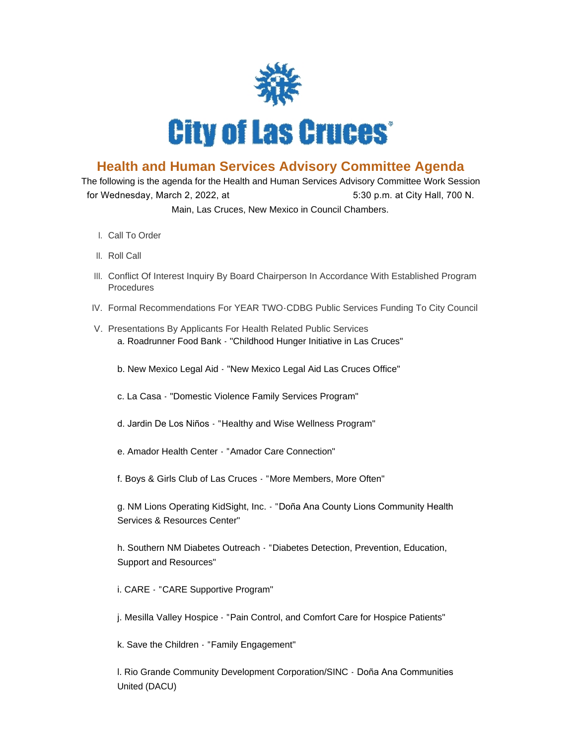# City of Las Cruces

## Health and Human Services Advisory Committee Agenda

The following is the agenda for the Health and Human Services Advisory Committee Work Session for Wednesday, March 2, 2022, at 5:30 p.m. at City Hall, 700 N. Main, Las Cruces, New Mexico in Council Chambers.

I. Call To Order

II. Roll Call

III. Conflict Of Interest Inquiry By Board Chairperson In Accordance With Established Program Procedures

IV. Formal Recommendations For YEAR TWO-CDBG Public Services Funding To City Council

V. Presentations By Applicants For Health Related Public Services

a. Roadrunner Food Bank - "Childhood Hunger Initiative in Las Cruces"

b. New Mexico Legal Aid - "New Mexico Legal Aid Las Cruces Office"

c. La Casa - "Domestic Violence Family Services Program"

d. Jardin De Los Niños - "Healthy and Wise Wellness Program"

e. Amador Health Center - "Amador Care Connection"

f. Boys & Girls Club of Las Cruces - "More Members, More Often"

g. NM Lions Operating KidSight, Inc. - "Doña Ana County Lions Community Health Services & Resources Center"

h. Southern NM Diabetes Outreach - "Diabetes Detection, Prevention, Education, Support and Resources"

i. CARE - "CARE Supportive Program"

j. Mesilla Valley Hospice - "Pain Control, and Comfort Care for Hospice Patients"

k. Save the Children - "Family Engagement"

l. Rio Grande Community Development Corporation/SINC - Doña Ana Communities United (DACU)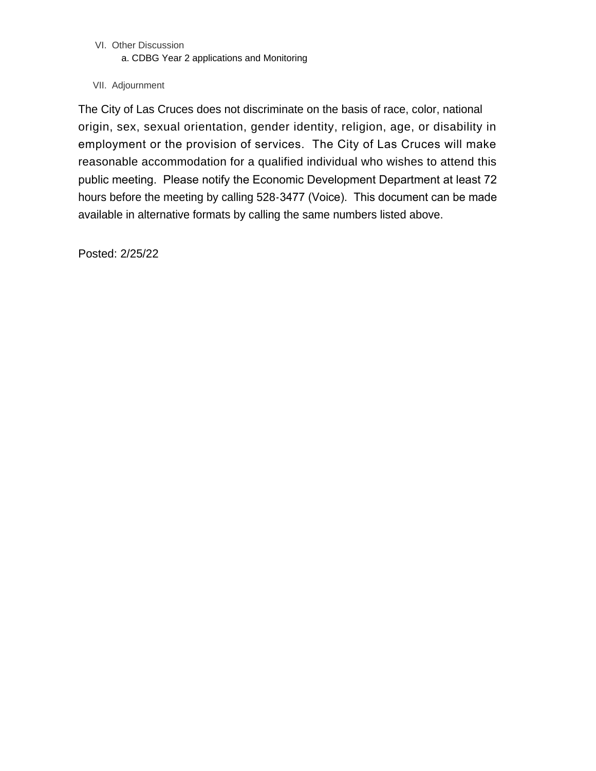VI. Other Discussion
   a. CDBG Year 2 applications and Monitoring

VII. Adjournment

The City of Las Cruces does not discriminate on the basis of race, color, national origin, sex, sexual orientation, gender identity, religion, age, or disability in employment or the provision of services. The City of Las Cruces will make reasonable accommodation for a qualified individual who wishes to attend this public meeting. Please notify the Economic Development Department at least 72 hours before the meeting by calling 528-3477 (Voice). This document can be made available in alternative formats by calling the same numbers listed above.

Posted: 2/25/22